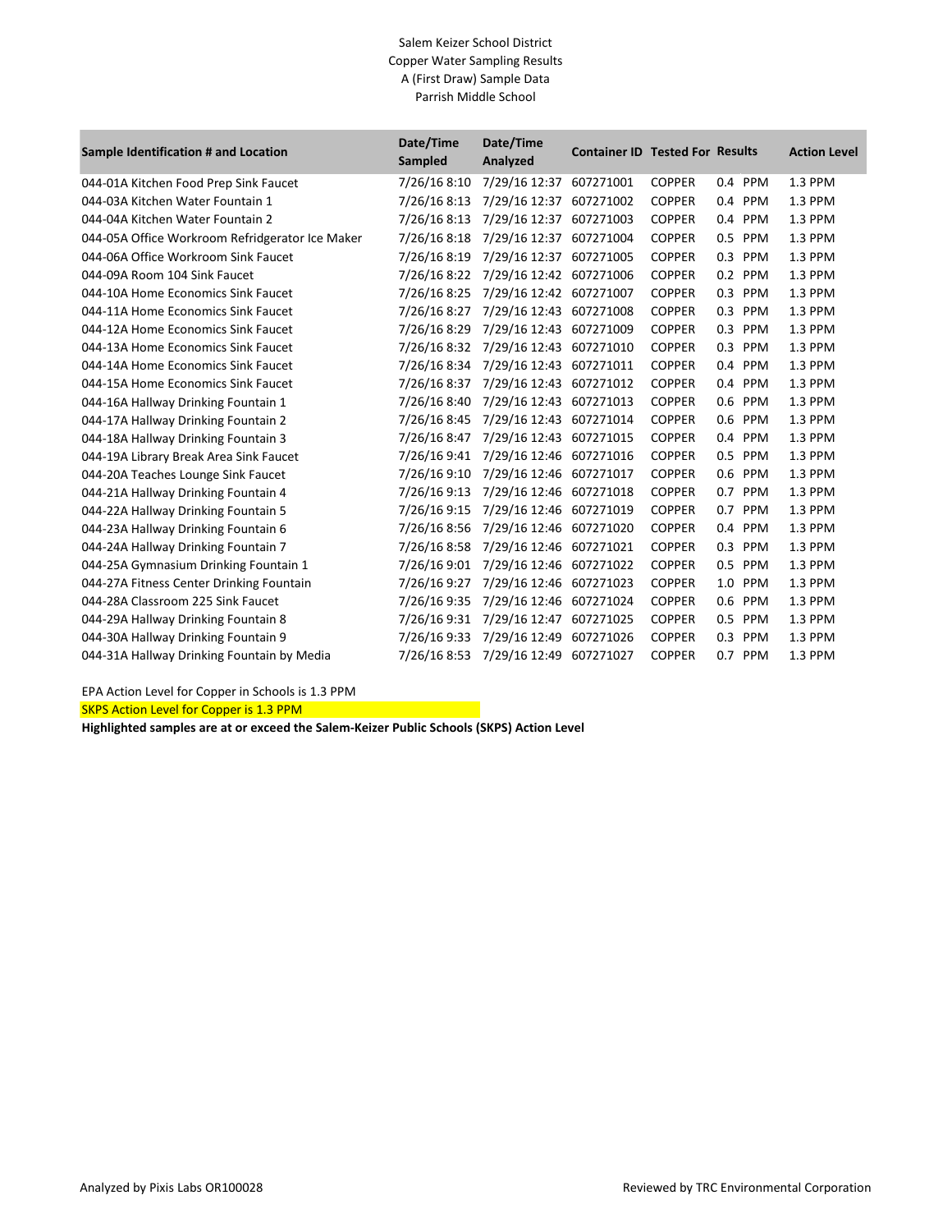Salem Keizer School District
Copper Water Sampling Results
A (First Draw) Sample Data
Parrish Middle School

| Sample Identification # and Location | Date/Time Sampled | Date/Time Analyzed | Container ID | Tested For | Results | Action Level |
|---|---|---|---|---|---|---|
| 044-01A Kitchen Food Prep Sink Faucet | 7/26/16 8:10 | 7/29/16 12:37 | 607271001 | COPPER | 0.4 PPM | 1.3 PPM |
| 044-03A Kitchen Water Fountain 1 | 7/26/16 8:13 | 7/29/16 12:37 | 607271002 | COPPER | 0.4 PPM | 1.3 PPM |
| 044-04A Kitchen Water Fountain 2 | 7/26/16 8:13 | 7/29/16 12:37 | 607271003 | COPPER | 0.4 PPM | 1.3 PPM |
| 044-05A Office Workroom Refridgerator Ice Maker | 7/26/16 8:18 | 7/29/16 12:37 | 607271004 | COPPER | 0.5 PPM | 1.3 PPM |
| 044-06A Office Workroom Sink Faucet | 7/26/16 8:19 | 7/29/16 12:37 | 607271005 | COPPER | 0.3 PPM | 1.3 PPM |
| 044-09A Room 104 Sink Faucet | 7/26/16 8:22 | 7/29/16 12:42 | 607271006 | COPPER | 0.2 PPM | 1.3 PPM |
| 044-10A Home Economics Sink Faucet | 7/26/16 8:25 | 7/29/16 12:42 | 607271007 | COPPER | 0.3 PPM | 1.3 PPM |
| 044-11A Home Economics Sink Faucet | 7/26/16 8:27 | 7/29/16 12:43 | 607271008 | COPPER | 0.3 PPM | 1.3 PPM |
| 044-12A Home Economics Sink Faucet | 7/26/16 8:29 | 7/29/16 12:43 | 607271009 | COPPER | 0.3 PPM | 1.3 PPM |
| 044-13A Home Economics Sink Faucet | 7/26/16 8:32 | 7/29/16 12:43 | 607271010 | COPPER | 0.3 PPM | 1.3 PPM |
| 044-14A Home Economics Sink Faucet | 7/26/16 8:34 | 7/29/16 12:43 | 607271011 | COPPER | 0.4 PPM | 1.3 PPM |
| 044-15A Home Economics Sink Faucet | 7/26/16 8:37 | 7/29/16 12:43 | 607271012 | COPPER | 0.4 PPM | 1.3 PPM |
| 044-16A Hallway Drinking Fountain 1 | 7/26/16 8:40 | 7/29/16 12:43 | 607271013 | COPPER | 0.6 PPM | 1.3 PPM |
| 044-17A Hallway Drinking Fountain 2 | 7/26/16 8:45 | 7/29/16 12:43 | 607271014 | COPPER | 0.6 PPM | 1.3 PPM |
| 044-18A Hallway Drinking Fountain 3 | 7/26/16 8:47 | 7/29/16 12:43 | 607271015 | COPPER | 0.4 PPM | 1.3 PPM |
| 044-19A Library Break Area Sink Faucet | 7/26/16 9:41 | 7/29/16 12:46 | 607271016 | COPPER | 0.5 PPM | 1.3 PPM |
| 044-20A Teaches Lounge Sink Faucet | 7/26/16 9:10 | 7/29/16 12:46 | 607271017 | COPPER | 0.6 PPM | 1.3 PPM |
| 044-21A Hallway Drinking Fountain 4 | 7/26/16 9:13 | 7/29/16 12:46 | 607271018 | COPPER | 0.7 PPM | 1.3 PPM |
| 044-22A Hallway Drinking Fountain 5 | 7/26/16 9:15 | 7/29/16 12:46 | 607271019 | COPPER | 0.7 PPM | 1.3 PPM |
| 044-23A Hallway Drinking Fountain 6 | 7/26/16 8:56 | 7/29/16 12:46 | 607271020 | COPPER | 0.4 PPM | 1.3 PPM |
| 044-24A Hallway Drinking Fountain 7 | 7/26/16 8:58 | 7/29/16 12:46 | 607271021 | COPPER | 0.3 PPM | 1.3 PPM |
| 044-25A Gymnasium Drinking Fountain 1 | 7/26/16 9:01 | 7/29/16 12:46 | 607271022 | COPPER | 0.5 PPM | 1.3 PPM |
| 044-27A Fitness Center Drinking Fountain | 7/26/16 9:27 | 7/29/16 12:46 | 607271023 | COPPER | 1.0 PPM | 1.3 PPM |
| 044-28A Classroom 225 Sink Faucet | 7/26/16 9:35 | 7/29/16 12:46 | 607271024 | COPPER | 0.6 PPM | 1.3 PPM |
| 044-29A Hallway Drinking Fountain 8 | 7/26/16 9:31 | 7/29/16 12:47 | 607271025 | COPPER | 0.5 PPM | 1.3 PPM |
| 044-30A Hallway Drinking Fountain 9 | 7/26/16 9:33 | 7/29/16 12:49 | 607271026 | COPPER | 0.3 PPM | 1.3 PPM |
| 044-31A Hallway Drinking Fountain by Media | 7/26/16 8:53 | 7/29/16 12:49 | 607271027 | COPPER | 0.7 PPM | 1.3 PPM |

EPA Action Level for Copper in Schools is 1.3 PPM

SKPS Action Level for Copper is 1.3 PPM

**Highlighted samples are at or exceed the Salem-Keizer Public Schools (SKPS) Action Level**

Analyzed by Pixis Labs OR100028

Reviewed by TRC Environmental Corporation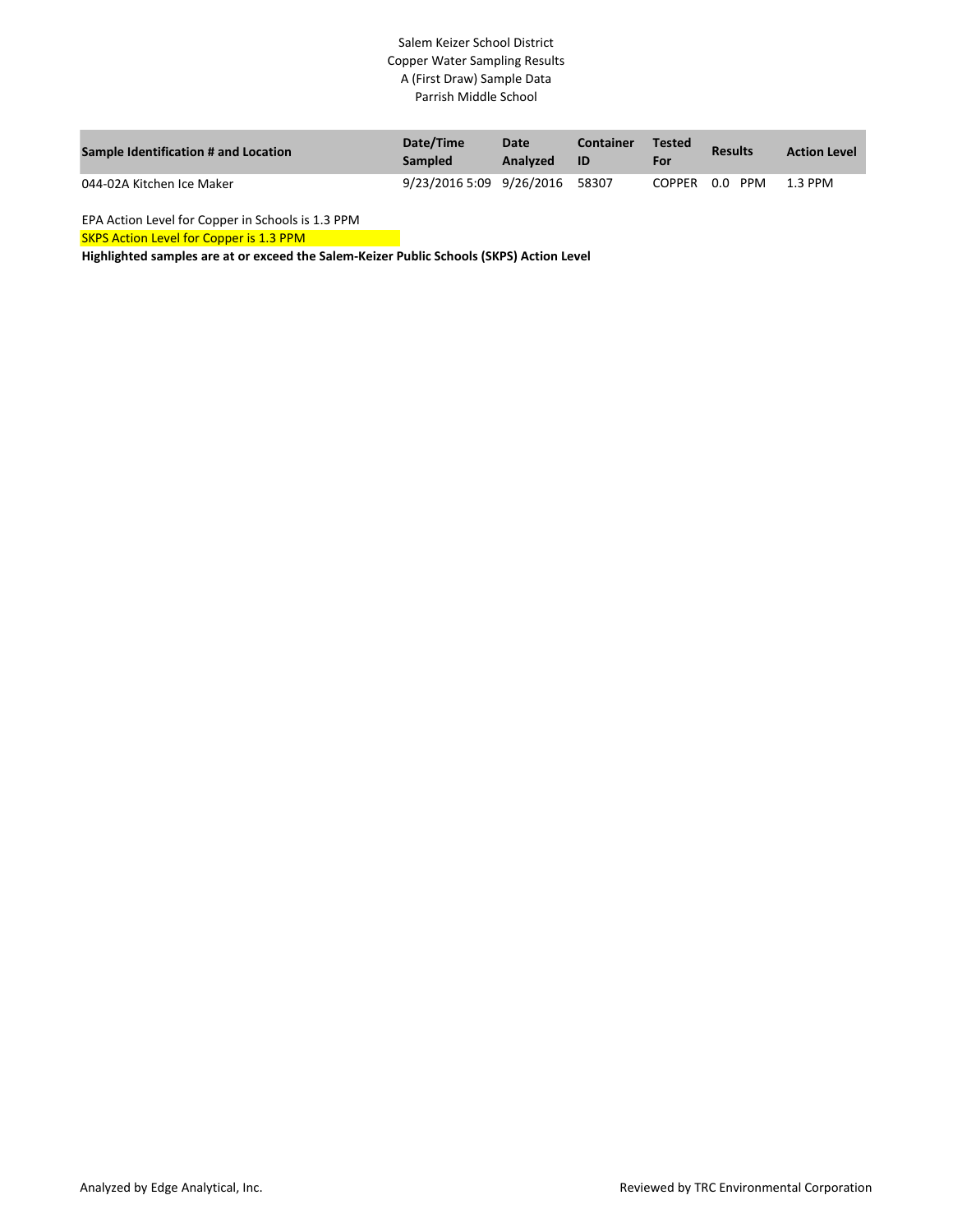Salem Keizer School District
Copper Water Sampling Results
A (First Draw) Sample Data
Parrish Middle School

| Sample Identification # and Location | Date/Time Sampled | Date Analyzed | Container ID | Tested For | Results | Action Level |
|---|---|---|---|---|---|---|
| 044-02A Kitchen Ice Maker | 9/23/2016 5:09 | 9/26/2016 | 58307 | COPPER | 0.0 PPM | 1.3 PPM |

EPA Action Level for Copper in Schools is 1.3 PPM

SKPS Action Level for Copper is 1.3 PPM

**Highlighted samples are at or exceed the Salem-Keizer Public Schools (SKPS) Action Level**

Analyzed by Edge Analytical, Inc.

Reviewed by TRC Environmental Corporation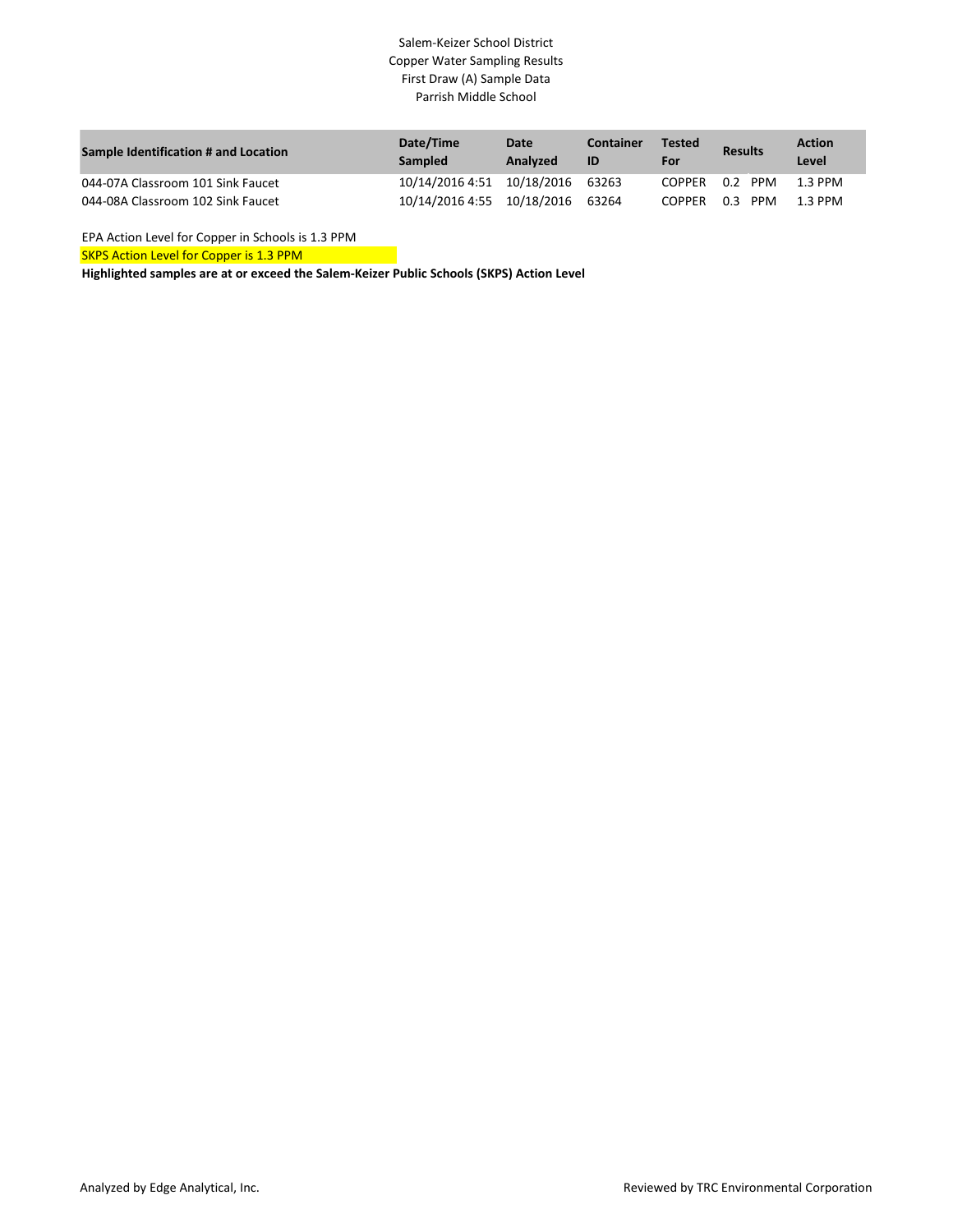Salem-Keizer School District
Copper Water Sampling Results
First Draw (A) Sample Data
Parrish Middle School

| Sample Identification # and Location | Date/Time Sampled | Date Analyzed | Container ID | Tested For | Results | Action Level |
|---|---|---|---|---|---|---|
| 044-07A Classroom 101 Sink Faucet | 10/14/2016 4:51 | 10/18/2016 | 63263 | COPPER | 0.2 PPM | 1.3 PPM |
| 044-08A Classroom 102 Sink Faucet | 10/14/2016 4:55 | 10/18/2016 | 63264 | COPPER | 0.3 PPM | 1.3 PPM |

EPA Action Level for Copper in Schools is 1.3 PPM

SKPS Action Level for Copper is 1.3 PPM

**Highlighted samples are at or exceed the Salem-Keizer Public Schools (SKPS) Action Level**

Analyzed by Edge Analytical, Inc.

Reviewed by TRC Environmental Corporation